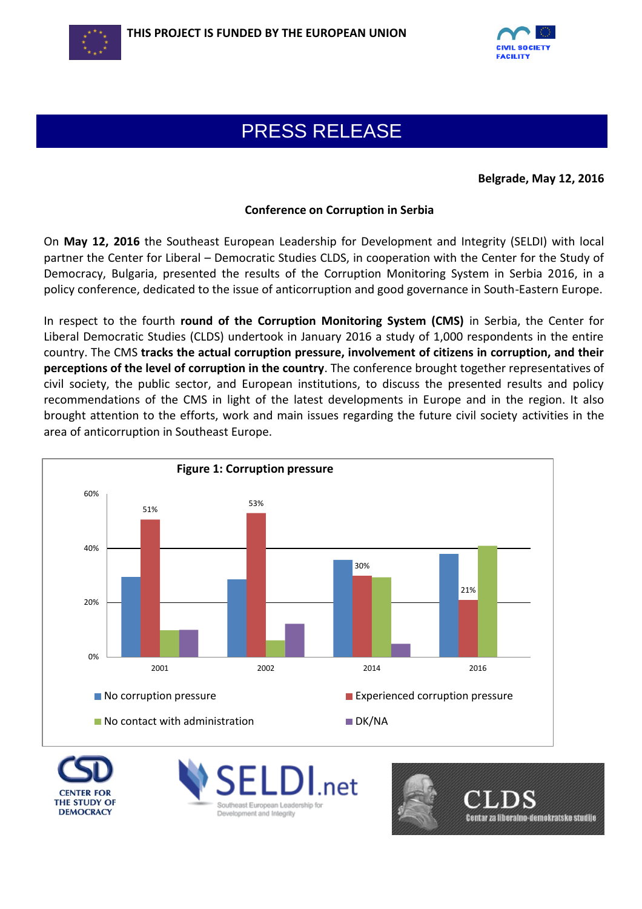THIS PROJECT IS FUNDED BY THE EUROPEAN UNION

CIVIL SOCIETY FACILITY

# PRESS RELEASE

**Belgrade, May 12, 2016**

**Conference on Corruption in Serbia**

On **May 12, 2016** the Southeast European Leadership for Development and Integrity (SELDI) with local partner the Center for Liberal – Democratic Studies CLDS, in cooperation with the Center for the Study of Democracy, Bulgaria, presented the results of the Corruption Monitoring System in Serbia 2016, in a policy conference, dedicated to the issue of anticorruption and good governance in South-Eastern Europe.

In respect to the fourth **round of the Corruption Monitoring System (CMS)** in Serbia, the Center for Liberal Democratic Studies (CLDS) undertook in January 2016 a study of 1,000 respondents in the entire country. The CMS **tracks the actual corruption pressure, involvement of citizens in corruption, and their perceptions of the level of corruption in the country**. The conference brought together representatives of civil society, the public sector, and European institutions, to discuss the presented results and policy recommendations of the CMS in light of the latest developments in Europe and in the region. It also brought attention to the efforts, work and main issues regarding the future civil society activities in the area of anticorruption in Southeast Europe.

**Figure 1: Corruption pressure**

| | No corruption pressure | Experienced corruption pressure | No contact with administration | DK/NA |
|---|---|---|---|---|
| 2001 | | 51% | | |
| 2002 | | 53% | | |
| 2014 | | 30% | | |
| 2016 | | 21% | | |

CENTER FOR THE STUDY OF DEMOCRACY

SELDI.net Southeast European Leadership for Development and Integrity

CLDS Centar za liberalno-demokratske studije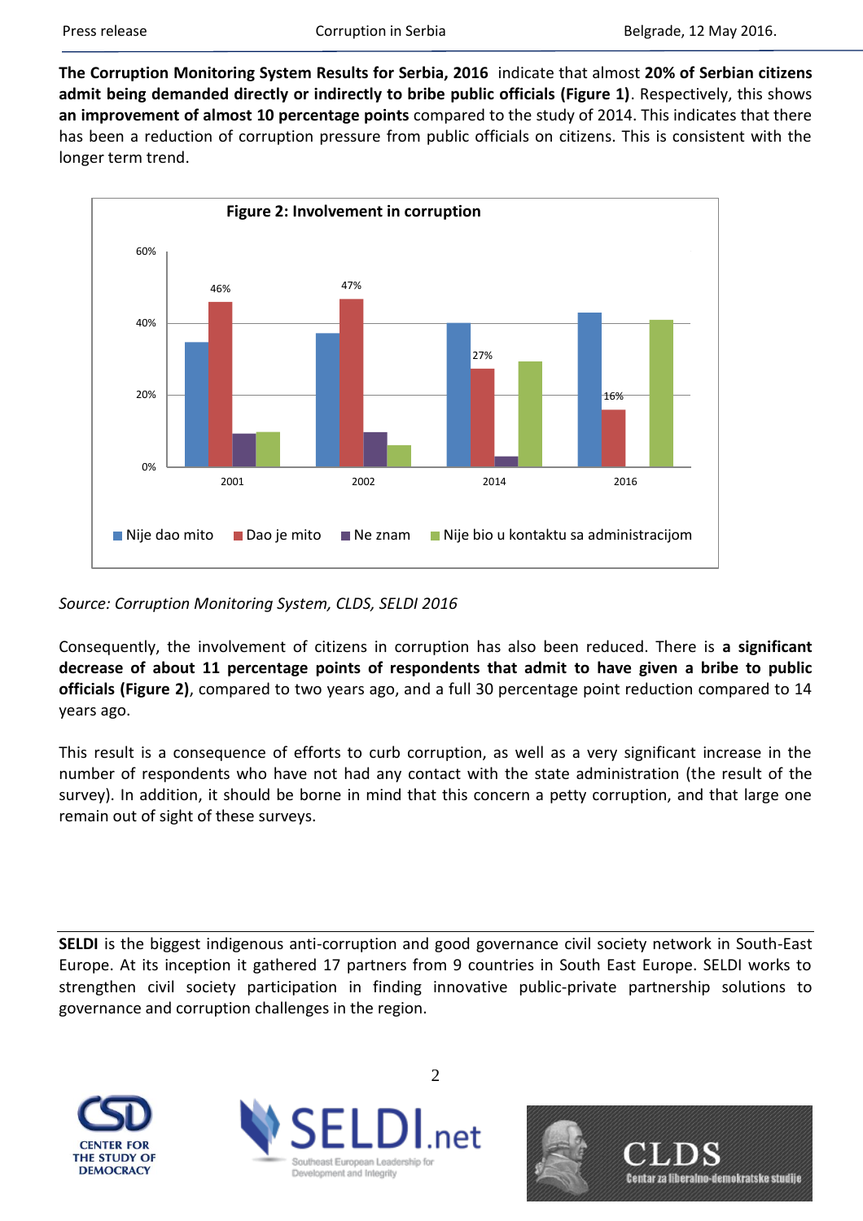**The Corruption Monitoring System Results for Serbia, 2016** indicate that almost **20% of Serbian citizens admit being demanded directly or indirectly to bribe public officials (Figure 1)**. Respectively, this shows **an improvement of almost 10 percentage points** compared to the study of 2014. This indicates that there has been a reduction of corruption pressure from public officials on citizens. This is consistent with the longer term trend.

**Figure 2: Involvement in corruption**

60%
40%
20%
0%

46%
47%
27%
16%

2001
2002
2014
2016

Nije dao mito
Dao je mito
Ne znam
Nije bio u kontaktu sa administracijom

*Source: Corruption Monitoring System, CLDS, SELDI 2016*

Consequently, the involvement of citizens in corruption has also been reduced. There is **a significant decrease of about 11 percentage points of respondents that admit to have given a bribe to public officials (Figure 2)**, compared to two years ago, and a full 30 percentage point reduction compared to 14 years ago.

This result is a consequence of efforts to curb corruption, as well as a very significant increase in the number of respondents who have not had any contact with the state administration (the result of the survey). In addition, it should be borne in mind that this concern a petty corruption, and that large one remain out of sight of these surveys.

---

**SELDI** is the biggest indigenous anti-corruption and good governance civil society network in South-East Europe. At its inception it gathered 17 partners from 9 countries in South East Europe. SELDI works to strengthen civil society participation in finding innovative public-private partnership solutions to governance and corruption challenges in the region.

CSD CENTER FOR THE STUDY OF DEMOCRACY

SELDI.net Southeast European Leadership for Development and Integrity

CLDS Centar za liberalno-demokratske studije